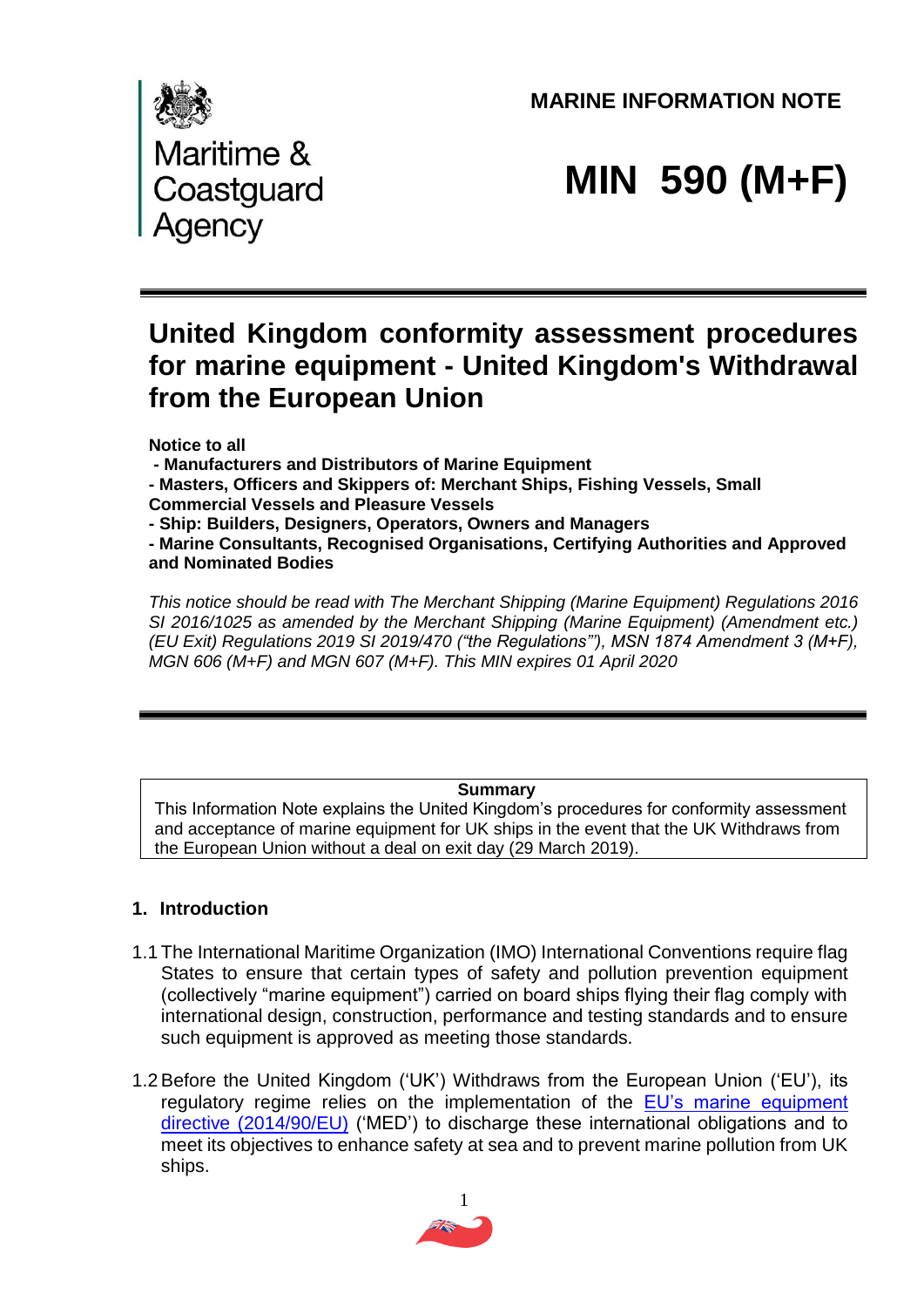Maritime & Coastguard Agency

**MARINE INFORMATION NOTE**

# MIN 590 (M+F)

## United Kingdom conformity assessment procedures for marine equipment - United Kingdom's Withdrawal from the European Union

**Notice to all**
**- Manufacturers and Distributors of Marine Equipment**
**- Masters, Officers and Skippers of: Merchant Ships, Fishing Vessels, Small Commercial Vessels and Pleasure Vessels**
**- Ship: Builders, Designers, Operators, Owners and Managers**
**- Marine Consultants, Recognised Organisations, Certifying Authorities and Approved and Nominated Bodies**

*This notice should be read with The Merchant Shipping (Marine Equipment) Regulations 2016 SI 2016/1025 as amended by the Merchant Shipping (Marine Equipment) (Amendment etc.) (EU Exit) Regulations 2019 SI 2019/470 ("the Regulations"), MSN 1874 Amendment 3 (M+F), MGN 606 (M+F) and MGN 607 (M+F). This MIN expires 01 April 2020*

| Summary |
| --- |
| This Information Note explains the United Kingdom's procedures for conformity assessment and acceptance of marine equipment for UK ships in the event that the UK Withdraws from the European Union without a deal on exit day (29 March 2019). |

### 1. Introduction

1.1 The International Maritime Organization (IMO) International Conventions require flag States to ensure that certain types of safety and pollution prevention equipment (collectively "marine equipment") carried on board ships flying their flag comply with international design, construction, performance and testing standards and to ensure such equipment is approved as meeting those standards.

1.2 Before the United Kingdom ('UK') Withdraws from the European Union ('EU'), its regulatory regime relies on the implementation of the EU's marine equipment directive (2014/90/EU) ('MED') to discharge these international obligations and to meet its objectives to enhance safety at sea and to prevent marine pollution from UK ships.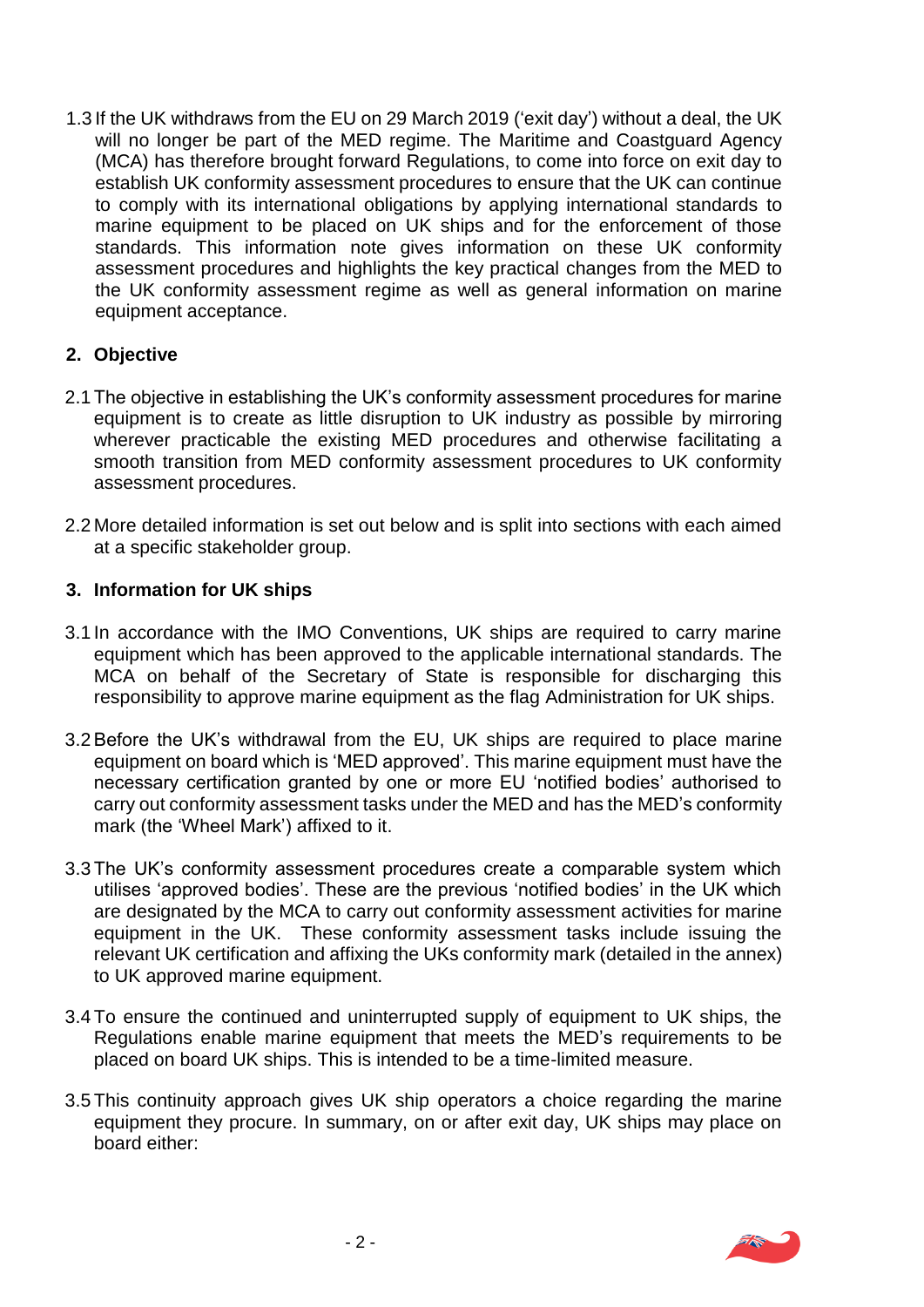1.3 If the UK withdraws from the EU on 29 March 2019 ('exit day') without a deal, the UK will no longer be part of the MED regime. The Maritime and Coastguard Agency (MCA) has therefore brought forward Regulations, to come into force on exit day to establish UK conformity assessment procedures to ensure that the UK can continue to comply with its international obligations by applying international standards to marine equipment to be placed on UK ships and for the enforcement of those standards. This information note gives information on these UK conformity assessment procedures and highlights the key practical changes from the MED to the UK conformity assessment regime as well as general information on marine equipment acceptance.

## 2. Objective

2.1 The objective in establishing the UK's conformity assessment procedures for marine equipment is to create as little disruption to UK industry as possible by mirroring wherever practicable the existing MED procedures and otherwise facilitating a smooth transition from MED conformity assessment procedures to UK conformity assessment procedures.

2.2 More detailed information is set out below and is split into sections with each aimed at a specific stakeholder group.

## 3. Information for UK ships

3.1 In accordance with the IMO Conventions, UK ships are required to carry marine equipment which has been approved to the applicable international standards. The MCA on behalf of the Secretary of State is responsible for discharging this responsibility to approve marine equipment as the flag Administration for UK ships.

3.2 Before the UK's withdrawal from the EU, UK ships are required to place marine equipment on board which is 'MED approved'. This marine equipment must have the necessary certification granted by one or more EU 'notified bodies' authorised to carry out conformity assessment tasks under the MED and has the MED's conformity mark (the 'Wheel Mark') affixed to it.

3.3 The UK's conformity assessment procedures create a comparable system which utilises 'approved bodies'. These are the previous 'notified bodies' in the UK which are designated by the MCA to carry out conformity assessment activities for marine equipment in the UK. These conformity assessment tasks include issuing the relevant UK certification and affixing the UKs conformity mark (detailed in the annex) to UK approved marine equipment.

3.4 To ensure the continued and uninterrupted supply of equipment to UK ships, the Regulations enable marine equipment that meets the MED's requirements to be placed on board UK ships. This is intended to be a time-limited measure.

3.5 This continuity approach gives UK ship operators a choice regarding the marine equipment they procure. In summary, on or after exit day, UK ships may place on board either: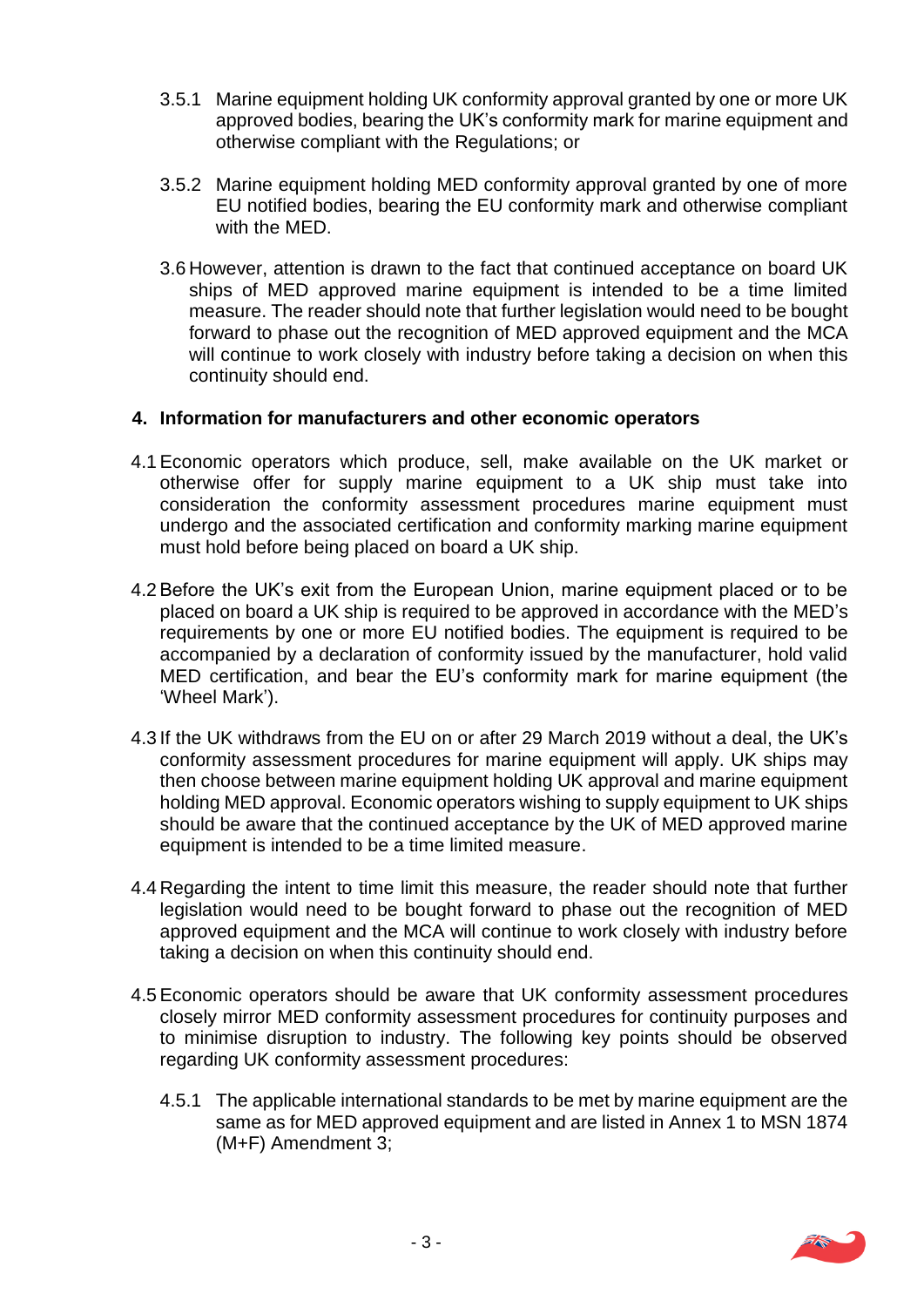3.5.1 Marine equipment holding UK conformity approval granted by one or more UK approved bodies, bearing the UK's conformity mark for marine equipment and otherwise compliant with the Regulations; or

3.5.2 Marine equipment holding MED conformity approval granted by one of more EU notified bodies, bearing the EU conformity mark and otherwise compliant with the MED.

3.6 However, attention is drawn to the fact that continued acceptance on board UK ships of MED approved marine equipment is intended to be a time limited measure. The reader should note that further legislation would need to be bought forward to phase out the recognition of MED approved equipment and the MCA will continue to work closely with industry before taking a decision on when this continuity should end.

## 4. Information for manufacturers and other economic operators

4.1 Economic operators which produce, sell, make available on the UK market or otherwise offer for supply marine equipment to a UK ship must take into consideration the conformity assessment procedures marine equipment must undergo and the associated certification and conformity marking marine equipment must hold before being placed on board a UK ship.

4.2 Before the UK's exit from the European Union, marine equipment placed or to be placed on board a UK ship is required to be approved in accordance with the MED's requirements by one or more EU notified bodies. The equipment is required to be accompanied by a declaration of conformity issued by the manufacturer, hold valid MED certification, and bear the EU's conformity mark for marine equipment (the 'Wheel Mark').

4.3 If the UK withdraws from the EU on or after 29 March 2019 without a deal, the UK's conformity assessment procedures for marine equipment will apply. UK ships may then choose between marine equipment holding UK approval and marine equipment holding MED approval. Economic operators wishing to supply equipment to UK ships should be aware that the continued acceptance by the UK of MED approved marine equipment is intended to be a time limited measure.

4.4 Regarding the intent to time limit this measure, the reader should note that further legislation would need to be bought forward to phase out the recognition of MED approved equipment and the MCA will continue to work closely with industry before taking a decision on when this continuity should end.

4.5 Economic operators should be aware that UK conformity assessment procedures closely mirror MED conformity assessment procedures for continuity purposes and to minimise disruption to industry. The following key points should be observed regarding UK conformity assessment procedures:

4.5.1 The applicable international standards to be met by marine equipment are the same as for MED approved equipment and are listed in Annex 1 to MSN 1874 (M+F) Amendment 3;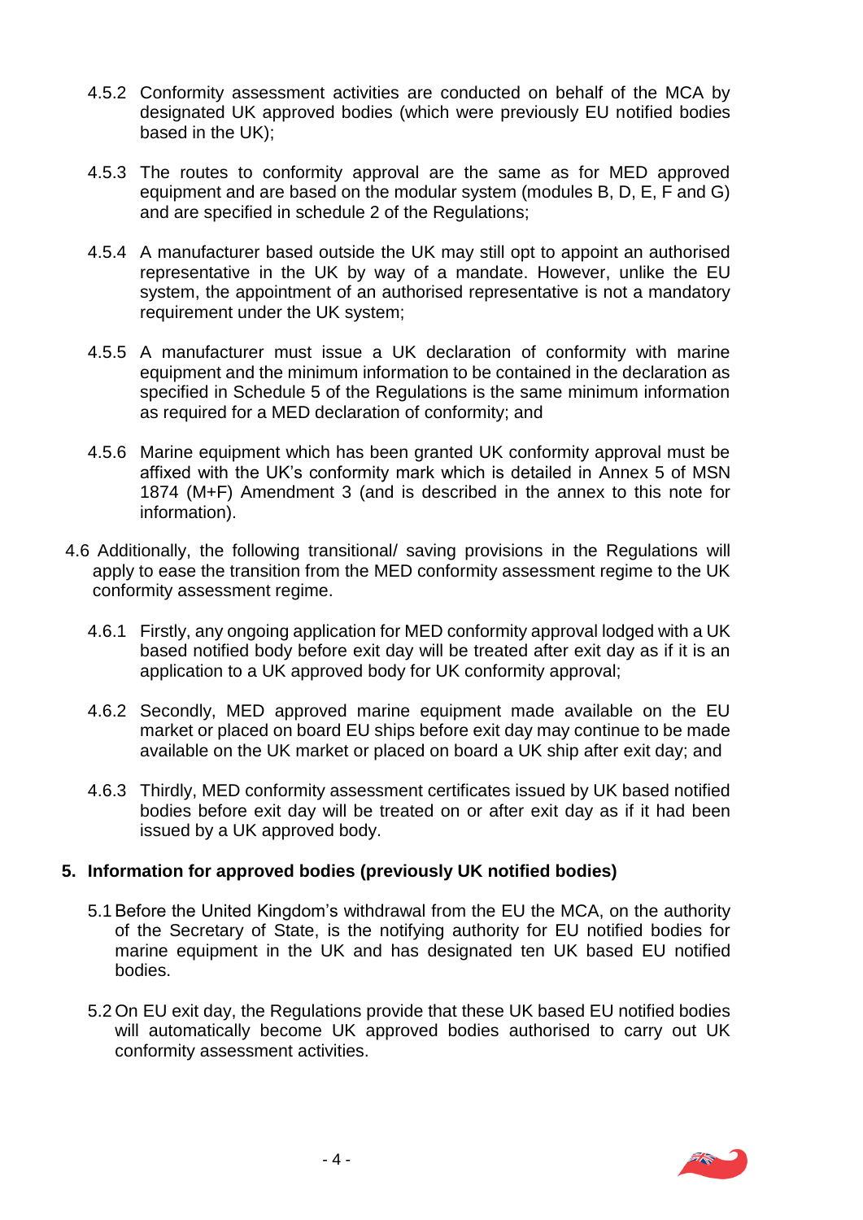4.5.2 Conformity assessment activities are conducted on behalf of the MCA by designated UK approved bodies (which were previously EU notified bodies based in the UK);

4.5.3 The routes to conformity approval are the same as for MED approved equipment and are based on the modular system (modules B, D, E, F and G) and are specified in schedule 2 of the Regulations;

4.5.4 A manufacturer based outside the UK may still opt to appoint an authorised representative in the UK by way of a mandate. However, unlike the EU system, the appointment of an authorised representative is not a mandatory requirement under the UK system;

4.5.5 A manufacturer must issue a UK declaration of conformity with marine equipment and the minimum information to be contained in the declaration as specified in Schedule 5 of the Regulations is the same minimum information as required for a MED declaration of conformity; and

4.5.6 Marine equipment which has been granted UK conformity approval must be affixed with the UK's conformity mark which is detailed in Annex 5 of MSN 1874 (M+F) Amendment 3 (and is described in the annex to this note for information).

4.6 Additionally, the following transitional/ saving provisions in the Regulations will apply to ease the transition from the MED conformity assessment regime to the UK conformity assessment regime.

4.6.1 Firstly, any ongoing application for MED conformity approval lodged with a UK based notified body before exit day will be treated after exit day as if it is an application to a UK approved body for UK conformity approval;

4.6.2 Secondly, MED approved marine equipment made available on the EU market or placed on board EU ships before exit day may continue to be made available on the UK market or placed on board a UK ship after exit day; and

4.6.3 Thirdly, MED conformity assessment certificates issued by UK based notified bodies before exit day will be treated on or after exit day as if it had been issued by a UK approved body.

## 5. Information for approved bodies (previously UK notified bodies)

5.1 Before the United Kingdom's withdrawal from the EU the MCA, on the authority of the Secretary of State, is the notifying authority for EU notified bodies for marine equipment in the UK and has designated ten UK based EU notified bodies.

5.2 On EU exit day, the Regulations provide that these UK based EU notified bodies will automatically become UK approved bodies authorised to carry out UK conformity assessment activities.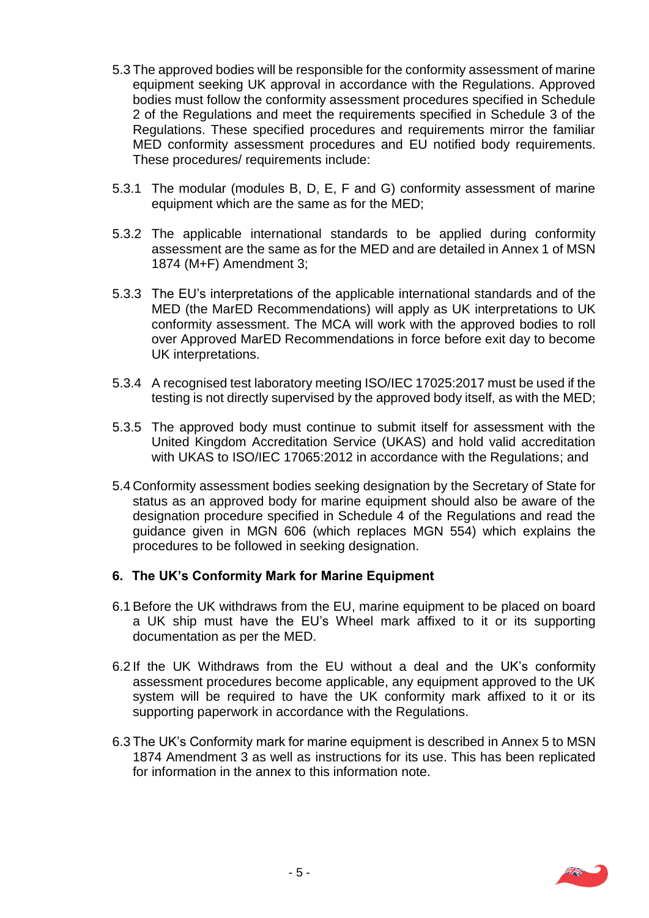5.3 The approved bodies will be responsible for the conformity assessment of marine equipment seeking UK approval in accordance with the Regulations. Approved bodies must follow the conformity assessment procedures specified in Schedule 2 of the Regulations and meet the requirements specified in Schedule 3 of the Regulations. These specified procedures and requirements mirror the familiar MED conformity assessment procedures and EU notified body requirements. These procedures/ requirements include:

5.3.1 The modular (modules B, D, E, F and G) conformity assessment of marine equipment which are the same as for the MED;

5.3.2 The applicable international standards to be applied during conformity assessment are the same as for the MED and are detailed in Annex 1 of MSN 1874 (M+F) Amendment 3;

5.3.3 The EU's interpretations of the applicable international standards and of the MED (the MarED Recommendations) will apply as UK interpretations to UK conformity assessment. The MCA will work with the approved bodies to roll over Approved MarED Recommendations in force before exit day to become UK interpretations.

5.3.4 A recognised test laboratory meeting ISO/IEC 17025:2017 must be used if the testing is not directly supervised by the approved body itself, as with the MED;

5.3.5 The approved body must continue to submit itself for assessment with the United Kingdom Accreditation Service (UKAS) and hold valid accreditation with UKAS to ISO/IEC 17065:2012 in accordance with the Regulations; and

5.4 Conformity assessment bodies seeking designation by the Secretary of State for status as an approved body for marine equipment should also be aware of the designation procedure specified in Schedule 4 of the Regulations and read the guidance given in MGN 606 (which replaces MGN 554) which explains the procedures to be followed in seeking designation.

## 6. The UK's Conformity Mark for Marine Equipment

6.1 Before the UK withdraws from the EU, marine equipment to be placed on board a UK ship must have the EU's Wheel mark affixed to it or its supporting documentation as per the MED.

6.2 If the UK Withdraws from the EU without a deal and the UK's conformity assessment procedures become applicable, any equipment approved to the UK system will be required to have the UK conformity mark affixed to it or its supporting paperwork in accordance with the Regulations.

6.3 The UK's Conformity mark for marine equipment is described in Annex 5 to MSN 1874 Amendment 3 as well as instructions for its use. This has been replicated for information in the annex to this information note.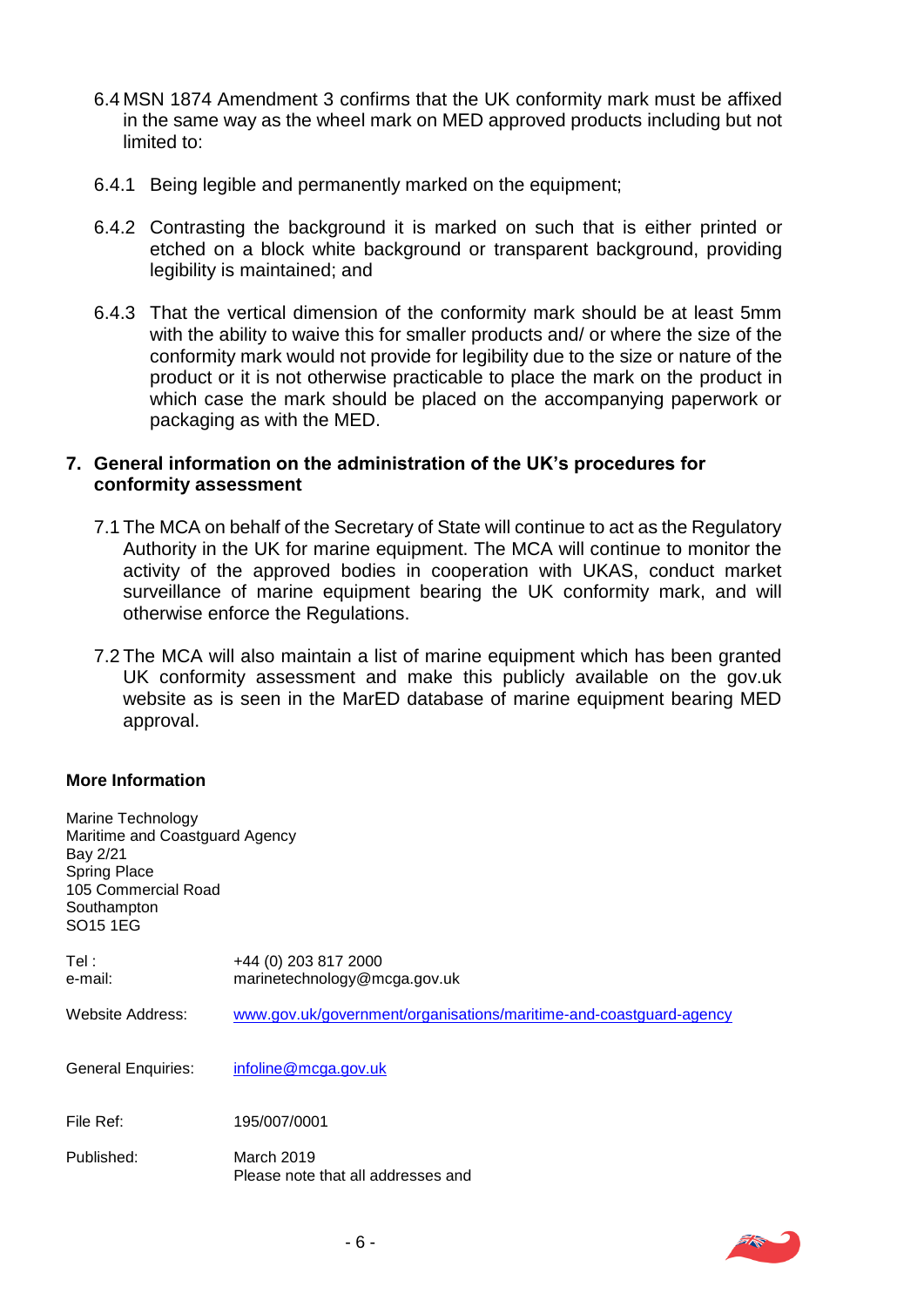6.4 MSN 1874 Amendment 3 confirms that the UK conformity mark must be affixed in the same way as the wheel mark on MED approved products including but not limited to:

6.4.1 Being legible and permanently marked on the equipment;

6.4.2 Contrasting the background it is marked on such that is either printed or etched on a block white background or transparent background, providing legibility is maintained; and

6.4.3 That the vertical dimension of the conformity mark should be at least 5mm with the ability to waive this for smaller products and/ or where the size of the conformity mark would not provide for legibility due to the size or nature of the product or it is not otherwise practicable to place the mark on the product in which case the mark should be placed on the accompanying paperwork or packaging as with the MED.

## 7. General information on the administration of the UK's procedures for conformity assessment

7.1 The MCA on behalf of the Secretary of State will continue to act as the Regulatory Authority in the UK for marine equipment. The MCA will continue to monitor the activity of the approved bodies in cooperation with UKAS, conduct market surveillance of marine equipment bearing the UK conformity mark, and will otherwise enforce the Regulations.

7.2 The MCA will also maintain a list of marine equipment which has been granted UK conformity assessment and make this publicly available on the gov.uk website as is seen in the MarED database of marine equipment bearing MED approval.

### More Information

Marine Technology
Maritime and Coastguard Agency
Bay 2/21
Spring Place
105 Commercial Road
Southampton
SO15 1EG

| | |
|---|---|
| Tel : | +44 (0) 203 817 2000 |
| e-mail: | marinetechnology@mcga.gov.uk |
| Website Address: | www.gov.uk/government/organisations/maritime-and-coastguard-agency |
| General Enquiries: | infoline@mcga.gov.uk |
| File Ref: | 195/007/0001 |
| Published: | March 2019<br>Please note that all addresses and |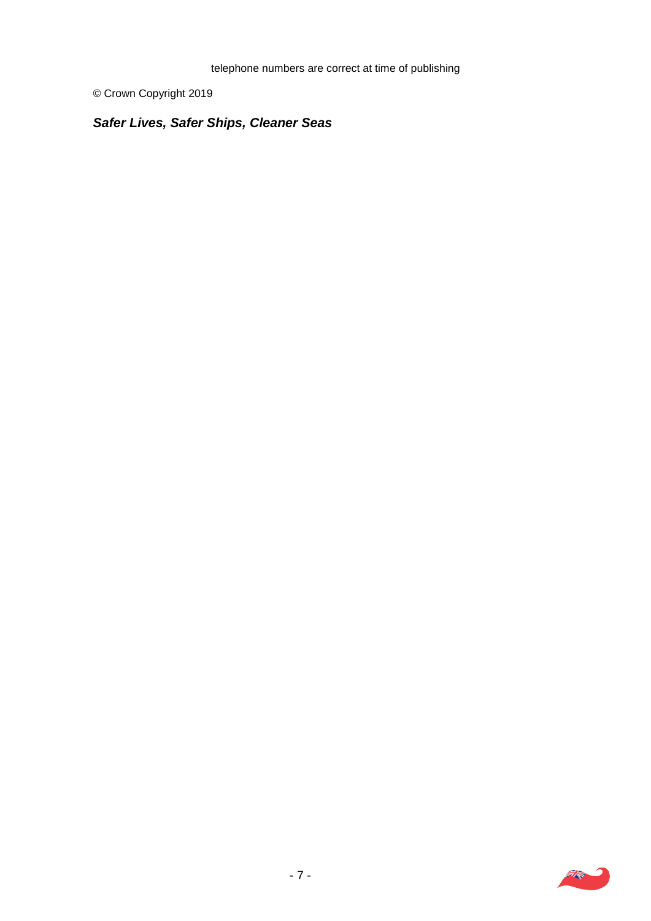telephone numbers are correct at time of publishing

© Crown Copyright 2019

***Safer Lives, Safer Ships, Cleaner Seas***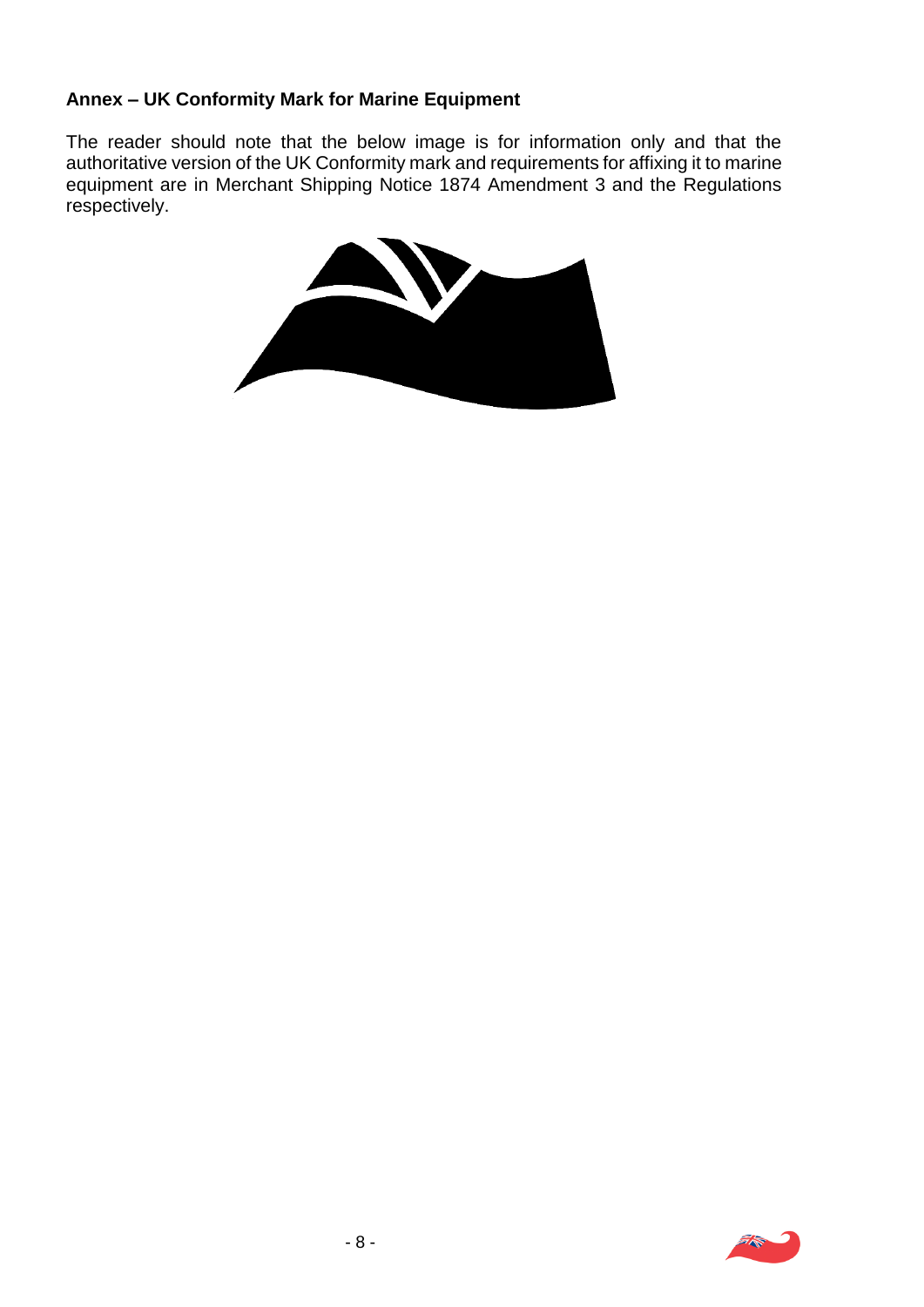**Annex – UK Conformity Mark for Marine Equipment**

The reader should note that the below image is for information only and that the authoritative version of the UK Conformity mark and requirements for affixing it to marine equipment are in Merchant Shipping Notice 1874 Amendment 3 and the Regulations respectively.